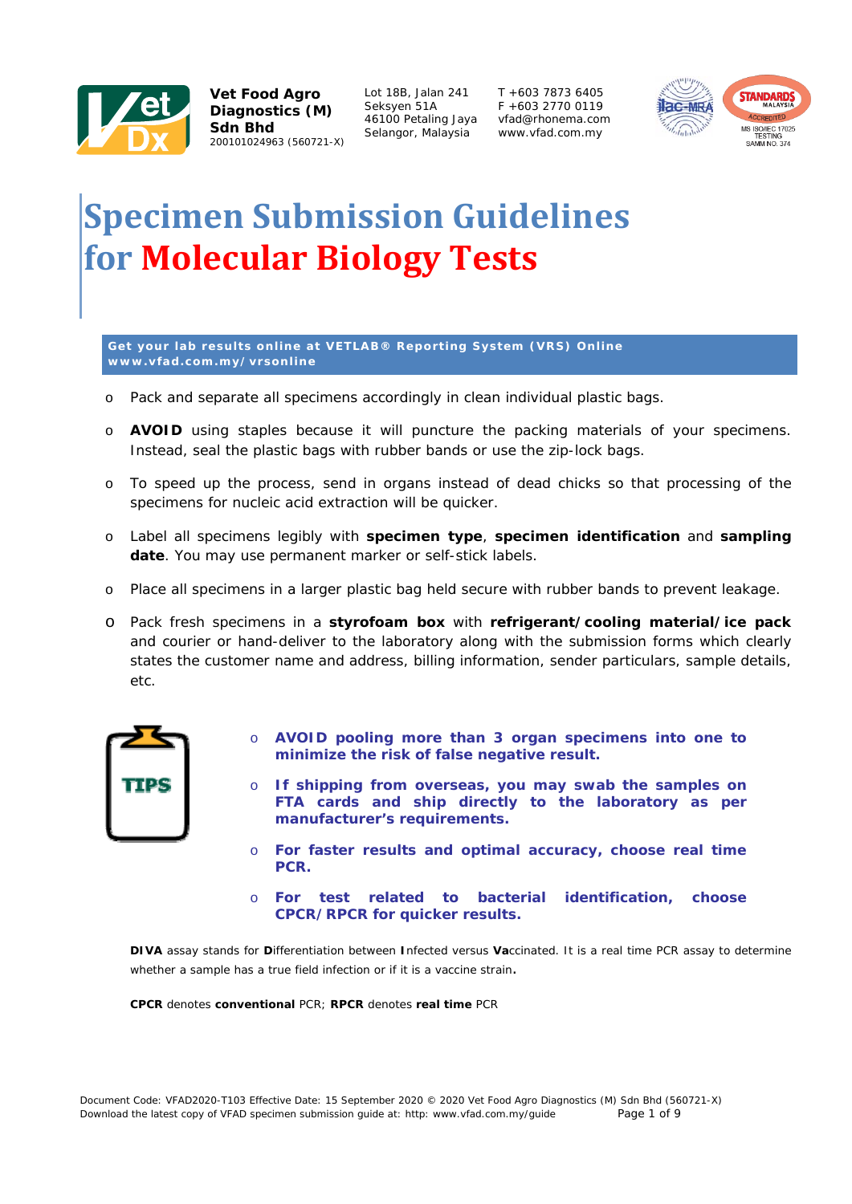**Vet Food Agro Diagnostics (M) Sdn Bhd**
200101024963 (560721-X)

Lot 18B, Jalan 241
Seksyen 51A
46100 Petaling Jaya
Selangor, Malaysia

T +603 7873 6405
F +603 2770 0119
vfad@rhonema.com
www.vfad.com.my

# Specimen Submission Guidelines for Molecular Biology Tests

**Get your lab results online at VETLAB® Reporting System (VRS) Online www.vfad.com.my/vrsonline**

- Pack and separate all specimens accordingly in clean individual plastic bags.
- **AVOID** using staples because it will puncture the packing materials of your specimens. Instead, seal the plastic bags with rubber bands or use the zip-lock bags.
- To speed up the process, send in organs instead of dead chicks so that processing of the specimens for nucleic acid extraction will be quicker.
- Label all specimens legibly with **specimen type**, **specimen identification** and **sampling date**. You may use permanent marker or self-stick labels.
- Place all specimens in a larger plastic bag held secure with rubber bands to prevent leakage.
- Pack fresh specimens in a **styrofoam box** with **refrigerant/cooling material/ice pack** and courier or hand-deliver to the laboratory along with the submission forms which clearly states the customer name and address, billing information, sender particulars, sample details, etc.

**TIPS**

- **AVOID pooling more than 3 organ specimens into one to minimize the risk of false negative result.**
- **If shipping from overseas, you may swab the samples on FTA cards and ship directly to the laboratory as per manufacturer's requirements.**
- **For faster results and optimal accuracy, choose real time PCR.**
- **For test related to bacterial identification, choose CPCR/RPCR for quicker results.**

**DIVA** assay stands for **D**ifferentiation between **I**nfected versus **Va**ccinated. It is a real time PCR assay to determine whether a sample has a true field infection or if it is a vaccine strain**.**

**CPCR** denotes **conventional** PCR; **RPCR** denotes **real time** PCR

Document Code: VFAD2020-T103 Effective Date: 15 September 2020 © 2020 Vet Food Agro Diagnostics (M) Sdn Bhd (560721-X)
Download the latest copy of VFAD specimen submission guide at: http: www.vfad.com.my/guide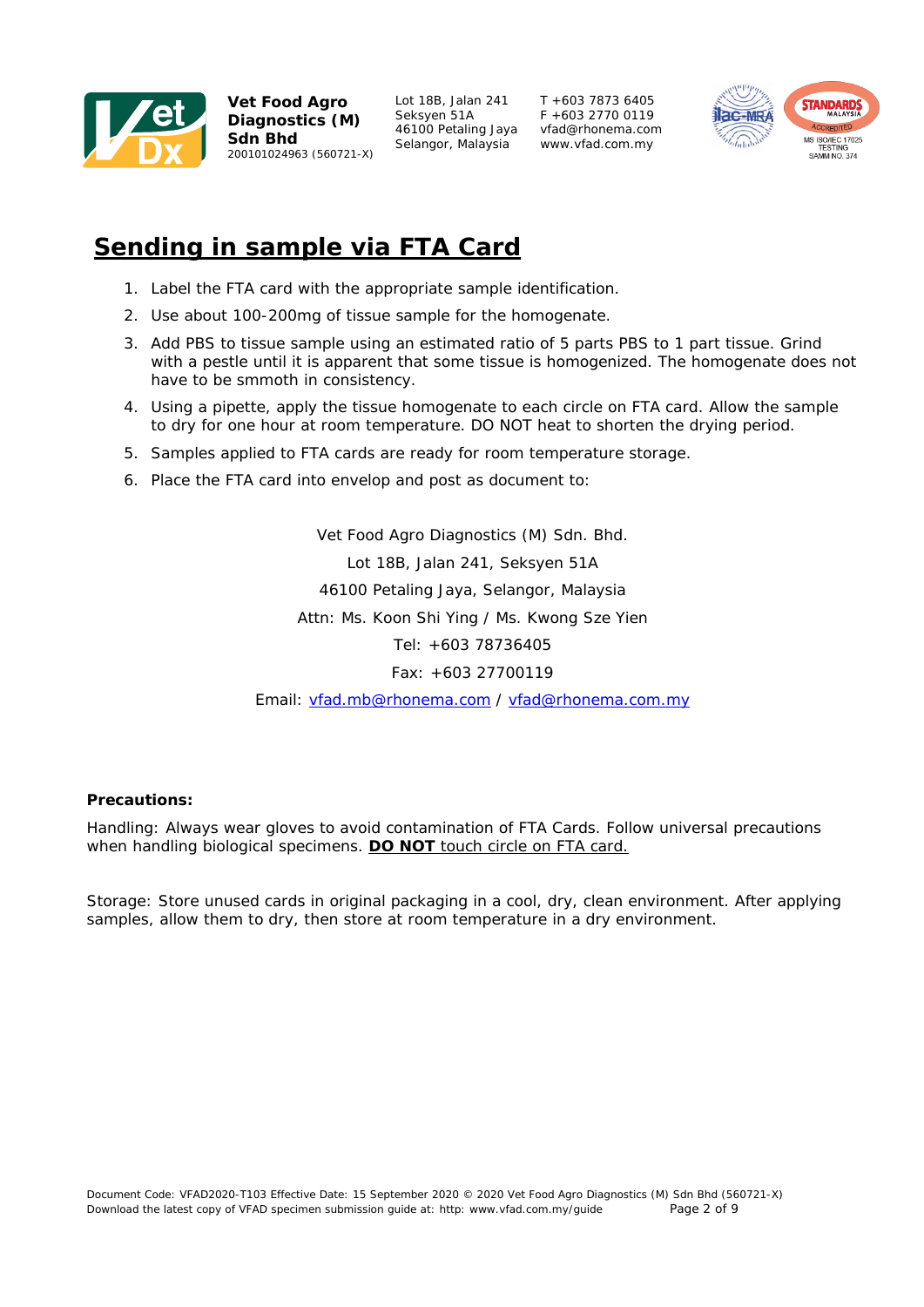Vet Food Agro Diagnostics (M) Sdn Bhd
200101024963 (560721-X)

Lot 18B, Jalan 241
Seksyen 51A
46100 Petaling Jaya
Selangor, Malaysia

T +603 7873 6405
F +603 2770 0119
vfad@rhonema.com
www.vfad.com.my

# Sending in sample via FTA Card

1. Label the FTA card with the appropriate sample identification.
2. Use about 100-200mg of tissue sample for the homogenate.
3. Add PBS to tissue sample using an estimated ratio of 5 parts PBS to 1 part tissue. Grind with a pestle until it is apparent that some tissue is homogenized. The homogenate does not have to be smmoth in consistency.
4. Using a pipette, apply the tissue homogenate to each circle on FTA card. Allow the sample to dry for one hour at room temperature. DO NOT heat to shorten the drying period.
5. Samples applied to FTA cards are ready for room temperature storage.
6. Place the FTA card into envelop and post as document to:

Vet Food Agro Diagnostics (M) Sdn. Bhd.
Lot 18B, Jalan 241, Seksyen 51A
46100 Petaling Jaya, Selangor, Malaysia
Attn: Ms. Koon Shi Ying / Ms. Kwong Sze Yien
Tel: +603 78736405
Fax: +603 27700119
Email: vfad.mb@rhonema.com / vfad@rhonema.com.my

**Precautions:**

Handling: Always wear gloves to avoid contamination of FTA Cards. Follow universal precautions when handling biological specimens. **DO NOT** touch circle on FTA card.

Storage: Store unused cards in original packaging in a cool, dry, clean environment. After applying samples, allow them to dry, then store at room temperature in a dry environment.

Document Code: VFAD2020-T103 Effective Date: 15 September 2020 © 2020 Vet Food Agro Diagnostics (M) Sdn Bhd (560721-X)
Download the latest copy of VFAD specimen submission guide at: http: www.vfad.com.my/guide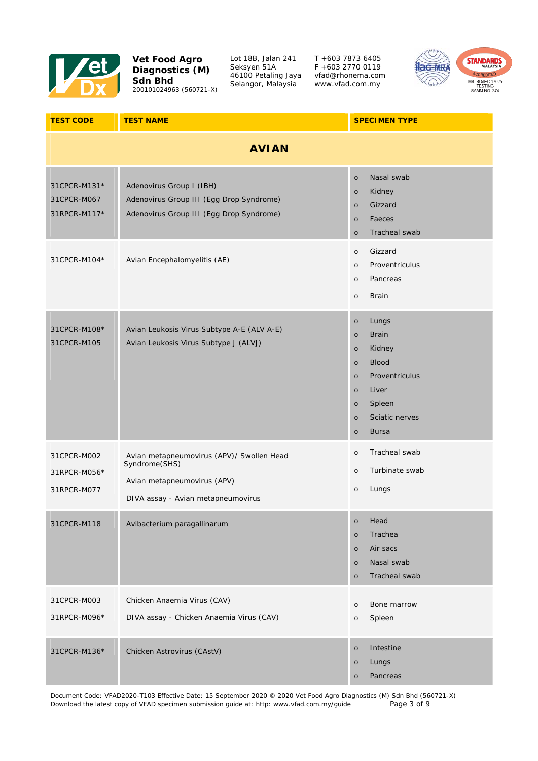Vet Food Agro Diagnostics (M) Sdn Bhd
200101024963 (560721-X)

Lot 18B, Jalan 241
Seksyen 51A
46100 Petaling Jaya
Selangor, Malaysia

T +603 7873 6405
F +603 2770 0119
vfad@rhonema.com
www.vfad.com.my

| TEST CODE | TEST NAME | SPECIMEN TYPE |
|---|---|---|
| **AVIAN** | | |
| 31CPCR-M131*<br>31CPCR-M067<br>31RPCR-M117* | Adenovirus Group I (IBH)<br>Adenovirus Group III (Egg Drop Syndrome)<br>Adenovirus Group III (Egg Drop Syndrome) | o Nasal swab<br>o Kidney<br>o Gizzard<br>o Faeces<br>o Tracheal swab |
| 31CPCR-M104* | Avian Encephalomyelitis (AE) | o Gizzard<br>o Proventriculus<br>o Pancreas<br>o Brain |
| 31CPCR-M108*<br>31CPCR-M105 | Avian Leukosis Virus Subtype A-E (ALV A-E)<br>Avian Leukosis Virus Subtype J (ALVJ) | o Lungs<br>o Brain<br>o Kidney<br>o Blood<br>o Proventriculus<br>o Liver<br>o Spleen<br>o Sciatic nerves<br>o Bursa |
| 31CPCR-M002<br>31RPCR-M056*<br>31RPCR-M077 | Avian metapneumovirus (APV)/ Swollen Head Syndrome(SHS)<br>Avian metapneumovirus (APV)<br>DIVA assay - Avian metapneumovirus | o Tracheal swab<br>o Turbinate swab<br>o Lungs |
| 31CPCR-M118 | Avibacterium paragallinarum | o Head<br>o Trachea<br>o Air sacs<br>o Nasal swab<br>o Tracheal swab |
| 31CPCR-M003<br>31RPCR-M096* | Chicken Anaemia Virus (CAV)<br>DIVA assay - Chicken Anaemia Virus (CAV) | o Bone marrow<br>o Spleen |
| 31CPCR-M136* | Chicken Astrovirus (CAstV) | o Intestine<br>o Lungs<br>o Pancreas |

Document Code: VFAD2020-T103 Effective Date: 15 September 2020 © 2020 Vet Food Agro Diagnostics (M) Sdn Bhd (560721-X)
Download the latest copy of VFAD specimen submission guide at: http: www.vfad.com.my/guide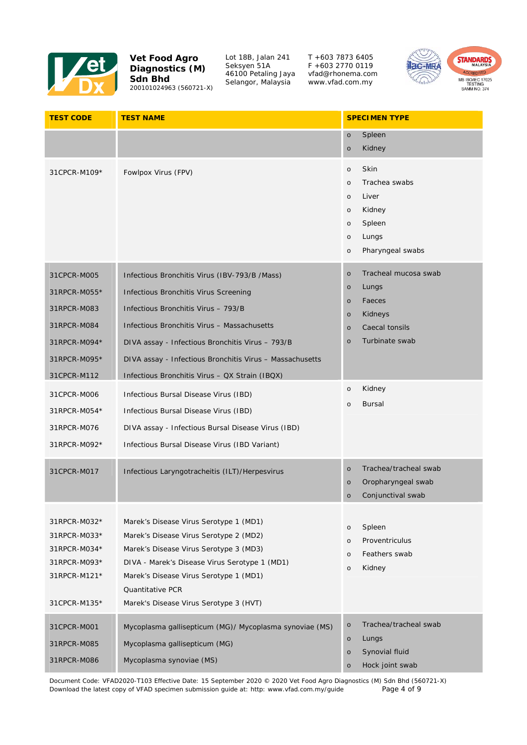| TEST CODE | TEST NAME | SPECIMEN TYPE |
|---|---|---|
| | | o Spleen<br>o Kidney |
| 31CPCR-M109* | Fowlpox Virus (FPV) | o Skin<br>o Trachea swabs<br>o Liver<br>o Kidney<br>o Spleen<br>o Lungs<br>o Pharyngeal swabs |
| 31CPCR-M005<br>31RPCR-M055*<br>31RPCR-M083<br>31RPCR-M084<br>31RPCR-M094*<br>31RPCR-M095*<br>31CPCR-M112 | Infectious Bronchitis Virus (IBV-793/B /Mass)<br>Infectious Bronchitis Virus Screening<br>Infectious Bronchitis Virus – 793/B<br>Infectious Bronchitis Virus – Massachusetts<br>DIVA assay - Infectious Bronchitis Virus – 793/B<br>DIVA assay - Infectious Bronchitis Virus – Massachusetts<br>Infectious Bronchitis Virus – QX Strain (IBQX) | o Tracheal mucosa swab<br>o Lungs<br>o Faeces<br>o Kidneys<br>o Caecal tonsils<br>o Turbinate swab |
| 31CPCR-M006<br>31RPCR-M054*<br>31RPCR-M076<br>31RPCR-M092* | Infectious Bursal Disease Virus (IBD)<br>Infectious Bursal Disease Virus (IBD)<br>DIVA assay - Infectious Bursal Disease Virus (IBD)<br>Infectious Bursal Disease Virus (IBD Variant) | o Kidney<br>o Bursal |
| 31CPCR-M017 | Infectious Laryngotracheitis (ILT)/Herpesvirus | o Trachea/tracheal swab<br>o Oropharyngeal swab<br>o Conjunctival swab |
| 31RPCR-M032*<br>31RPCR-M033*<br>31RPCR-M034*<br>31RPCR-M093*<br>31RPCR-M121*<br><br>31CPCR-M135* | Marek's Disease Virus Serotype 1 (MD1)<br>Marek's Disease Virus Serotype 2 (MD2)<br>Marek's Disease Virus Serotype 3 (MD3)<br>DIVA - Marek's Disease Virus Serotype 1 (MD1)<br>Marek's Disease Virus Serotype 1 (MD1)<br>Quantitative PCR<br>Marek's Disease Virus Serotype 3 (HVT) | o Spleen<br>o Proventriculus<br>o Feathers swab<br>o Kidney |
| 31CPCR-M001<br>31RPCR-M085<br>31RPCR-M086 | Mycoplasma gallisepticum (MG)/ Mycoplasma synoviae (MS)<br>Mycoplasma gallisepticum (MG)<br>Mycoplasma synoviae (MS) | o Trachea/tracheal swab<br>o Lungs<br>o Synovial fluid<br>o Hock joint swab |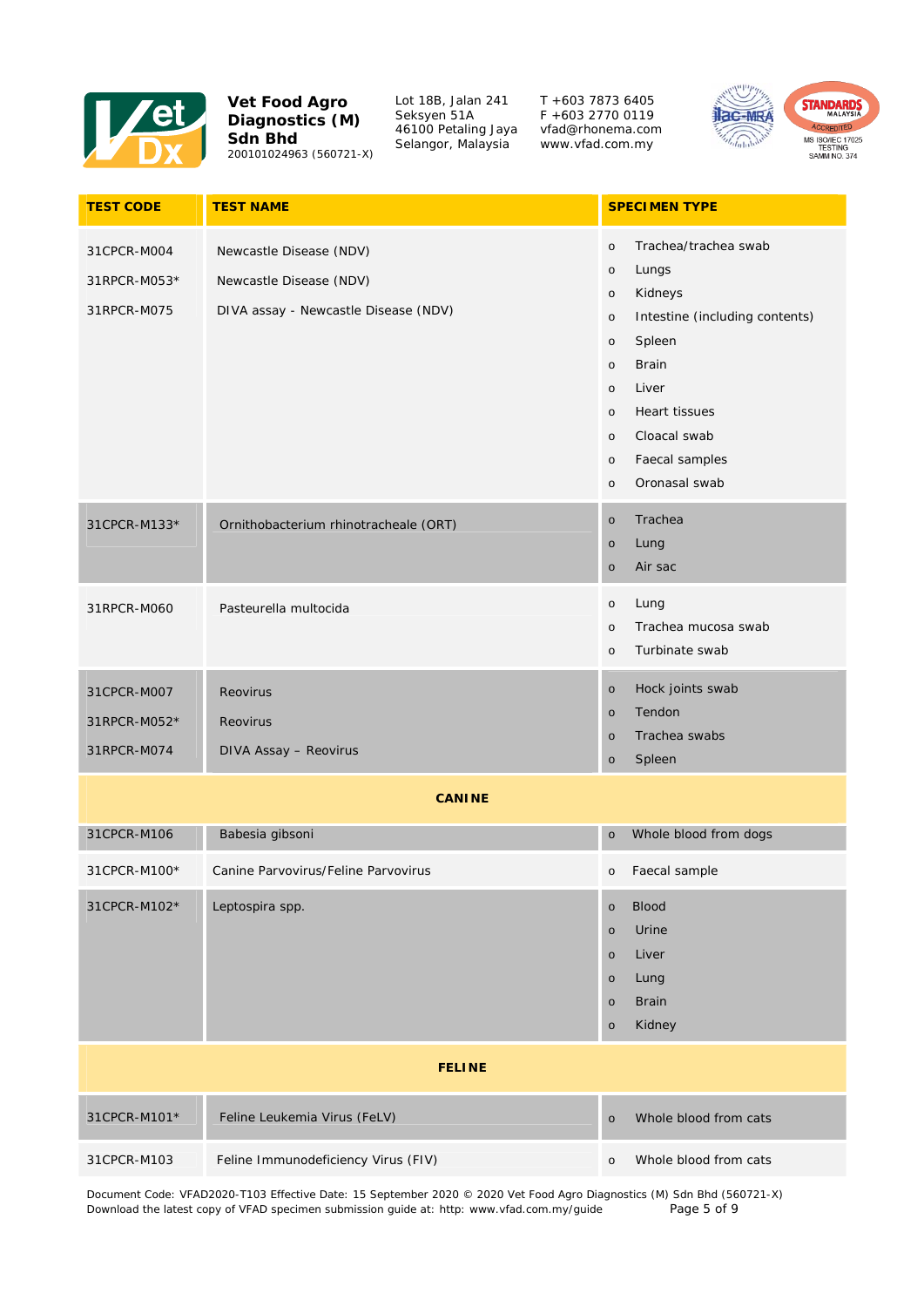| TEST CODE | TEST NAME | SPECIMEN TYPE |
|---|---|---|
| 31CPCR-M004<br>31RPCR-M053*<br>31RPCR-M075 | Newcastle Disease (NDV)<br>Newcastle Disease (NDV)<br>DIVA assay - Newcastle Disease (NDV) | o Trachea/trachea swab<br>o Lungs<br>o Kidneys<br>o Intestine (including contents)<br>o Spleen<br>o Brain<br>o Liver<br>o Heart tissues<br>o Cloacal swab<br>o Faecal samples<br>o Oronasal swab |
| 31CPCR-M133* | Ornithobacterium rhinotracheale (ORT) | o Trachea<br>o Lung<br>o Air sac |
| 31RPCR-M060 | Pasteurella multocida | o Lung<br>o Trachea mucosa swab<br>o Turbinate swab |
| 31CPCR-M007<br>31RPCR-M052*<br>31RPCR-M074 | Reovirus<br>Reovirus<br>DIVA Assay – Reovirus | o Hock joints swab<br>o Tendon<br>o Trachea swabs<br>o Spleen |
| **CANINE** | | |
| 31CPCR-M106 | Babesia gibsoni | o Whole blood from dogs |
| 31CPCR-M100* | Canine Parvovirus/Feline Parvovirus | o Faecal sample |
| 31CPCR-M102* | Leptospira spp. | o Blood<br>o Urine<br>o Liver<br>o Lung<br>o Brain<br>o Kidney |
| **FELINE** | | |
| 31CPCR-M101* | Feline Leukemia Virus (FeLV) | o Whole blood from cats |
| 31CPCR-M103 | Feline Immunodeficiency Virus (FIV) | o Whole blood from cats |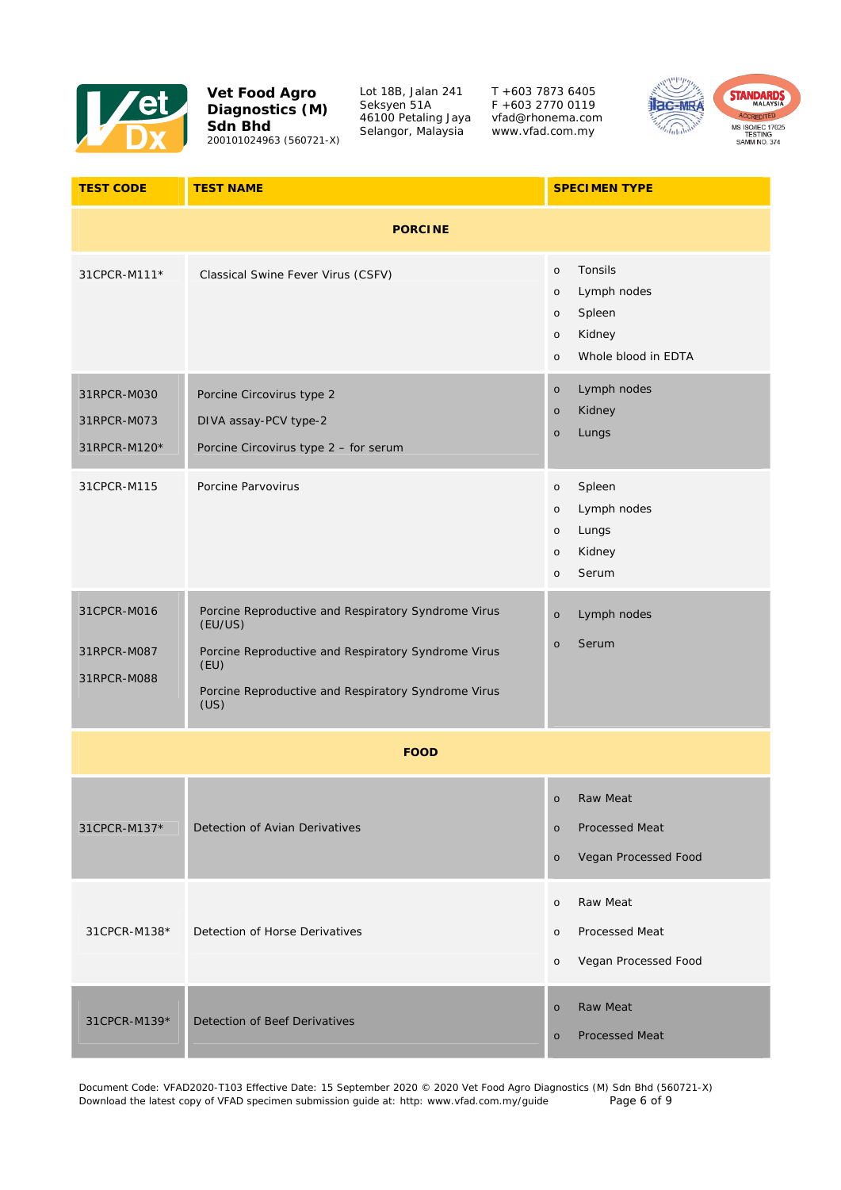| TEST CODE | TEST NAME | SPECIMEN TYPE |
|---|---|---|
| **PORCINE** | | |
| 31CPCR-M111* | Classical Swine Fever Virus (CSFV) | o Tonsils<br>o Lymph nodes<br>o Spleen<br>o Kidney<br>o Whole blood in EDTA |
| 31RPCR-M030<br>31RPCR-M073<br>31RPCR-M120* | Porcine Circovirus type 2<br>DIVA assay-PCV type-2<br>Porcine Circovirus type 2 – for serum | o Lymph nodes<br>o Kidney<br>o Lungs |
| 31CPCR-M115 | Porcine Parvovirus | o Spleen<br>o Lymph nodes<br>o Lungs<br>o Kidney<br>o Serum |
| 31CPCR-M016<br>31RPCR-M087<br>31RPCR-M088 | Porcine Reproductive and Respiratory Syndrome Virus (EU/US)<br>Porcine Reproductive and Respiratory Syndrome Virus (EU)<br>Porcine Reproductive and Respiratory Syndrome Virus (US) | o Lymph nodes<br>o Serum |
| **FOOD** | | |
| 31CPCR-M137* | Detection of Avian Derivatives | o Raw Meat<br>o Processed Meat<br>o Vegan Processed Food |
| 31CPCR-M138* | Detection of Horse Derivatives | o Raw Meat<br>o Processed Meat<br>o Vegan Processed Food |
| 31CPCR-M139* | Detection of Beef Derivatives | o Raw Meat<br>o Processed Meat |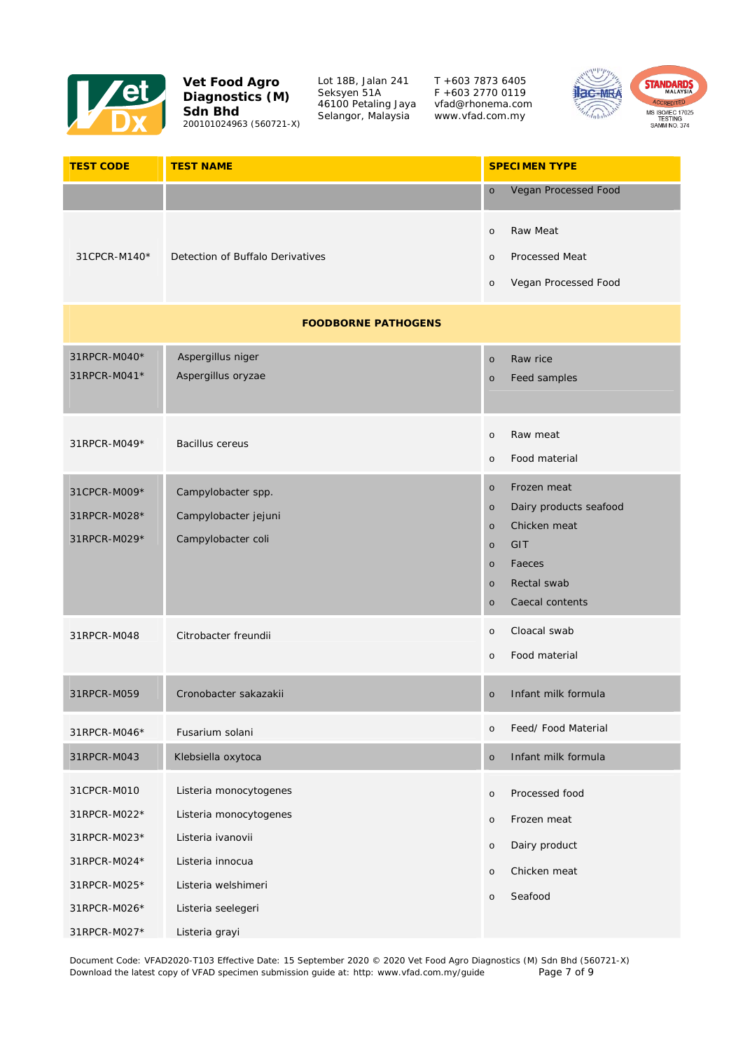| TEST CODE | TEST NAME | SPECIMEN TYPE |
| --- | --- | --- |
| | | o Vegan Processed Food |
| 31CPCR-M140* | Detection of Buffalo Derivatives | o Raw Meat<br>o Processed Meat<br>o Vegan Processed Food |
| | **FOODBORNE PATHOGENS** | |
| 31RPCR-M040*<br>31RPCR-M041* | Aspergillus niger<br>Aspergillus oryzae | o Raw rice<br>o Feed samples |
| 31RPCR-M049* | Bacillus cereus | o Raw meat<br>o Food material |
| 31CPCR-M009*<br>31RPCR-M028*<br>31RPCR-M029* | Campylobacter spp.<br>Campylobacter jejuni<br>Campylobacter coli | o Frozen meat<br>o Dairy products seafood<br>o Chicken meat<br>o GIT<br>o Faeces<br>o Rectal swab<br>o Caecal contents |
| 31RPCR-M048 | Citrobacter freundii | o Cloacal swab<br>o Food material |
| 31RPCR-M059 | Cronobacter sakazakii | o Infant milk formula |
| 31RPCR-M046* | Fusarium solani | o Feed/ Food Material |
| 31RPCR-M043 | Klebsiella oxytoca | o Infant milk formula |
| 31CPCR-M010<br>31RPCR-M022*<br>31RPCR-M023*<br>31RPCR-M024*<br>31RPCR-M025*<br>31RPCR-M026*<br>31RPCR-M027* | Listeria monocytogenes<br>Listeria monocytogenes<br>Listeria ivanovii<br>Listeria innocua<br>Listeria welshimeri<br>Listeria seelegeri<br>Listeria grayi | o Processed food<br>o Frozen meat<br>o Dairy product<br>o Chicken meat<br>o Seafood |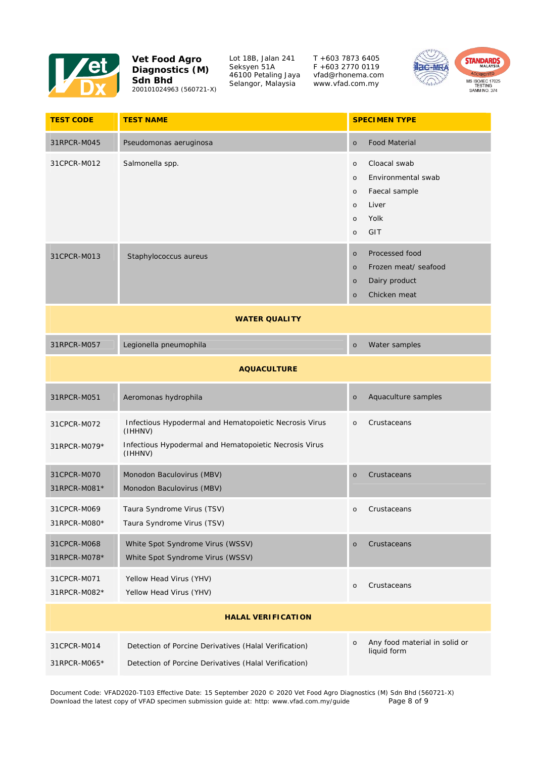**Vet Food Agro Diagnostics (M) Sdn Bhd**
200101024963 (560721-X)

Lot 18B, Jalan 241
Seksyen 51A
46100 Petaling Jaya
Selangor, Malaysia

T +603 7873 6405
F +603 2770 0119
vfad@rhonema.com
www.vfad.com.my

| TEST CODE | TEST NAME | SPECIMEN TYPE |
|---|---|---|
| 31RPCR-M045 | Pseudomonas aeruginosa | o Food Material |
| 31CPCR-M012 | Salmonella spp. | o Cloacal swab<br>o Environmental swab<br>o Faecal sample<br>o Liver<br>o Yolk<br>o GIT |
| 31CPCR-M013 | Staphylococcus aureus | o Processed food<br>o Frozen meat/ seafood<br>o Dairy product<br>o Chicken meat |
| **WATER QUALITY** | | |
| 31RPCR-M057 | Legionella pneumophila | o Water samples |
| **AQUACULTURE** | | |
| 31RPCR-M051 | Aeromonas hydrophila | o Aquaculture samples |
| 31CPCR-M072<br>31RPCR-M079* | Infectious Hypodermal and Hematopoietic Necrosis Virus (IHHNV)<br>Infectious Hypodermal and Hematopoietic Necrosis Virus (IHHNV) | o Crustaceans |
| 31CPCR-M070<br>31RPCR-M081* | Monodon Baculovirus (MBV)<br>Monodon Baculovirus (MBV) | o Crustaceans |
| 31CPCR-M069<br>31RPCR-M080* | Taura Syndrome Virus (TSV)<br>Taura Syndrome Virus (TSV) | o Crustaceans |
| 31CPCR-M068<br>31RPCR-M078* | White Spot Syndrome Virus (WSSV)<br>White Spot Syndrome Virus (WSSV) | o Crustaceans |
| 31CPCR-M071<br>31RPCR-M082* | Yellow Head Virus (YHV)<br>Yellow Head Virus (YHV) | o Crustaceans |
| **HALAL VERIFICATION** | | |
| 31CPCR-M014<br>31RPCR-M065* | Detection of Porcine Derivatives (Halal Verification)<br>Detection of Porcine Derivatives (Halal Verification) | o Any food material in solid or liquid form |

Document Code: VFAD2020-T103 Effective Date: 15 September 2020 © 2020 Vet Food Agro Diagnostics (M) Sdn Bhd (560721-X)
Download the latest copy of VFAD specimen submission guide at: http: www.vfad.com.my/guide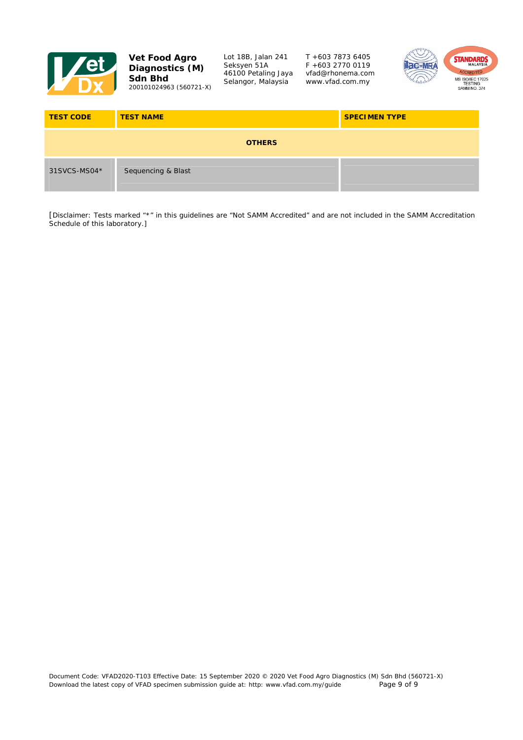| TEST CODE | TEST NAME | SPECIMEN TYPE |
|---|---|---|
| | **OTHERS** | |
| 31SVCS-MS04* | Sequencing & Blast | |

[Disclaimer: Tests marked "*" in this guidelines are "Not SAMM Accredited" and are not included in the SAMM Accreditation Schedule of this laboratory.]